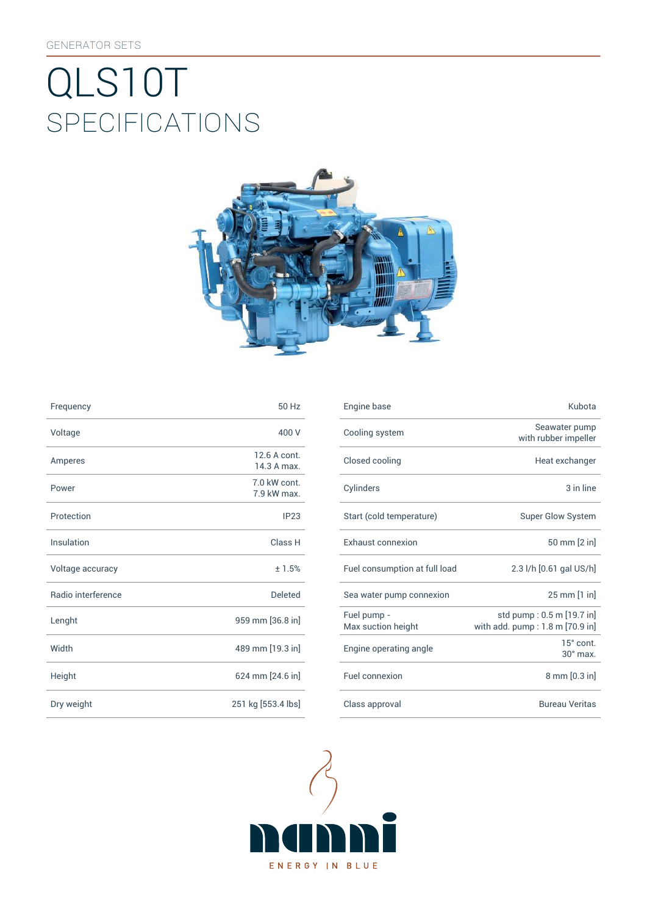GENERATOR SETS

# QLS10T

## SPECIFICATIONS

| | |
|---|---|
| Frequency | 50 Hz |
| Voltage | 400 V |
| Amperes | 12.6 A cont.<br>14.3 A max. |
| Power | 7.0 kW cont.<br>7.9 kW max. |
| Protection | IP23 |
| Insulation | Class H |
| Voltage accuracy | ± 1.5% |
| Radio interference | Deleted |
| Lenght | 959 mm [36.8 in] |
| Width | 489 mm [19.3 in] |
| Height | 624 mm [24.6 in] |
| Dry weight | 251 kg [553.4 lbs] |

| | |
|---|---|
| Engine base | Kubota |
| Cooling system | Seawater pump<br>with rubber impeller |
| Closed cooling | Heat exchanger |
| Cylinders | 3 in line |
| Start (cold temperature) | Super Glow System |
| Exhaust connexion | 50 mm [2 in] |
| Fuel consumption at full load | 2.3 l/h [0.61 gal US/h] |
| Sea water pump connexion | 25 mm [1 in] |
| Fuel pump -<br>Max suction height | std pump : 0.5 m [19.7 in]<br>with add. pump : 1.8 m [70.9 in] |
| Engine operating angle | 15° cont.<br>30° max. |
| Fuel connexion | 8 mm [0.3 in] |
| Class approval | Bureau Veritas |

nanni

ENERGY IN BLUE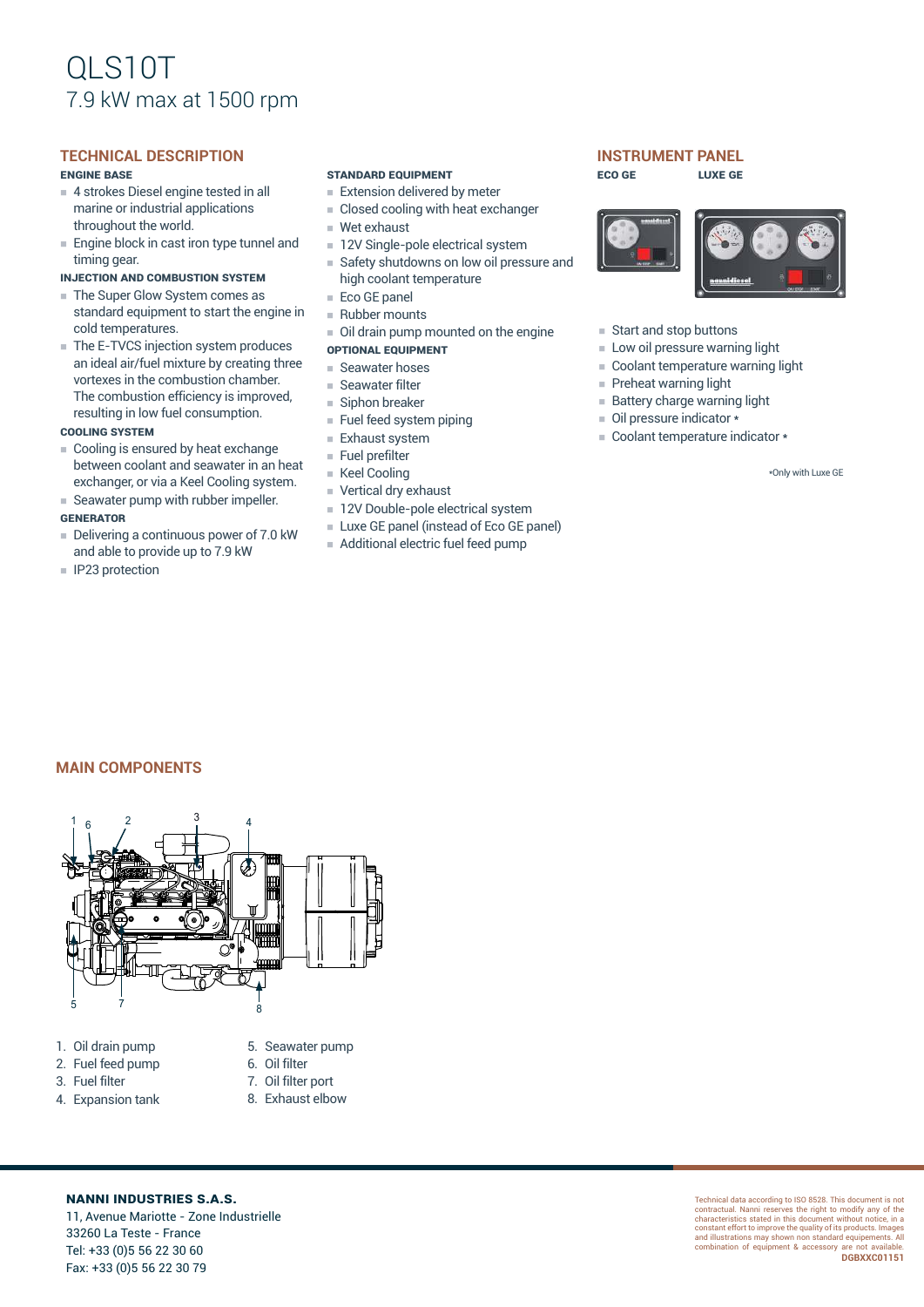# QLS10T

7.9 kW max at 1500 rpm

## TECHNICAL DESCRIPTION

### ENGINE BASE

- 4 strokes Diesel engine tested in all marine or industrial applications throughout the world.
- Engine block in cast iron type tunnel and timing gear.

### INJECTION AND COMBUSTION SYSTEM

- The Super Glow System comes as standard equipment to start the engine in cold temperatures.
- The E-TVCS injection system produces an ideal air/fuel mixture by creating three vortexes in the combustion chamber. The combustion efficiency is improved, resulting in low fuel consumption.

### COOLING SYSTEM

- Cooling is ensured by heat exchange between coolant and seawater in an heat exchanger, or via a Keel Cooling system.
- Seawater pump with rubber impeller.

### GENERATOR

- Delivering a continuous power of 7.0 kW and able to provide up to 7.9 kW
- IP23 protection

### STANDARD EQUIPMENT

- Extension delivered by meter
- Closed cooling with heat exchanger
- Wet exhaust
- 12V Single-pole electrical system
- Safety shutdowns on low oil pressure and high coolant temperature
- Eco GE panel
- Rubber mounts
- Oil drain pump mounted on the engine

### OPTIONAL EQUIPMENT

- Seawater hoses
- Seawater filter
- Siphon breaker
- Fuel feed system piping
- Exhaust system
- Fuel prefilter
- Keel Cooling
- Vertical dry exhaust
- 12V Double-pole electrical system
- Luxe GE panel (instead of Eco GE panel)
- Additional electric fuel feed pump

## INSTRUMENT PANEL

**ECO GE** **LUXE GE**

- Start and stop buttons
- Low oil pressure warning light
- Coolant temperature warning light
- Preheat warning light
- Battery charge warning light
- Oil pressure indicator *
- Coolant temperature indicator *

*Only with Luxe GE

## MAIN COMPONENTS

1. Oil drain pump
2. Fuel feed pump
3. Fuel filter
4. Expansion tank
5. Seawater pump
6. Oil filter
7. Oil filter port
8. Exhaust elbow

**NANNI INDUSTRIES S.A.S.**
11, Avenue Mariotte - Zone Industrielle
33260 La Teste - France
Tel: +33 (0)5 56 22 30 60
Fax: +33 (0)5 56 22 30 79

Technical data according to ISO 8528. This document is not contractual. Nanni reserves the right to modify any of the characteristics stated in this document without notice, in a constant effort to improve the quality of its products. Images and illustrations may shown non standard equipements. All combination of equipment & accessory are not available.
**DGBXXC01151**